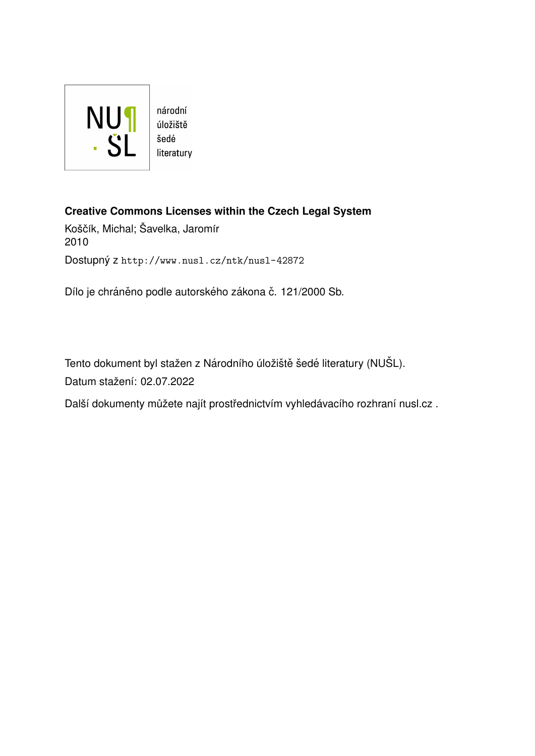národní
úložiště
šedé
literatury

**Creative Commons Licenses within the Czech Legal System**

Koščík, Michal; Šavelka, Jaromír
2010

Dostupný z http://www.nusl.cz/ntk/nusl-42872

Dílo je chráněno podle autorského zákona č. 121/2000 Sb.

Tento dokument byl stažen z Národního úložiště šedé literatury (NUŠL).
Datum stažení: 02.07.2022

Další dokumenty můžete najít prostřednictvím vyhledávacího rozhraní nusl.cz .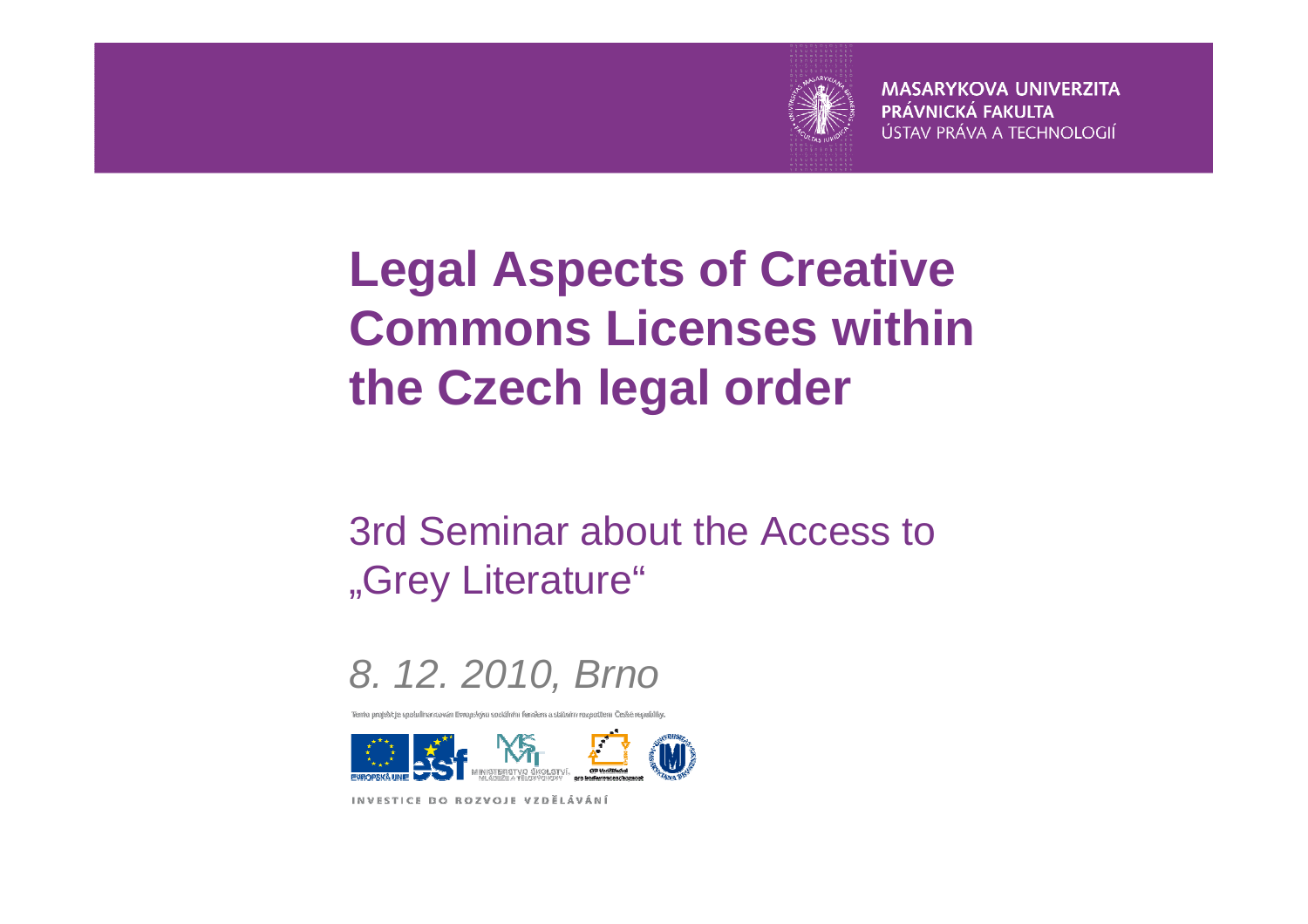MASARYKOVA UNIVERZITA
PRÁVNICKÁ FAKULTA
ÚSTAV PRÁVA A TECHNOLOGIÍ

# Legal Aspects of Creative Commons Licenses within the Czech legal order

3rd Seminar about the Access to „Grey Literature“

*8. 12. 2010, Brno*

Tento projekt je spolufinancován Evropským sociálním fondem a státním rozpočtem České republiky.

EVROPSKÁ UNIE esf MINISTERSTVO ŠKOLSTVÍ, MLÁDEŽE A TĚLOVÝCHOVY OP Vzdělávání pro konkurenceschopnost

INVESTICE DO ROZVOJE VZDĚLÁVÁNÍ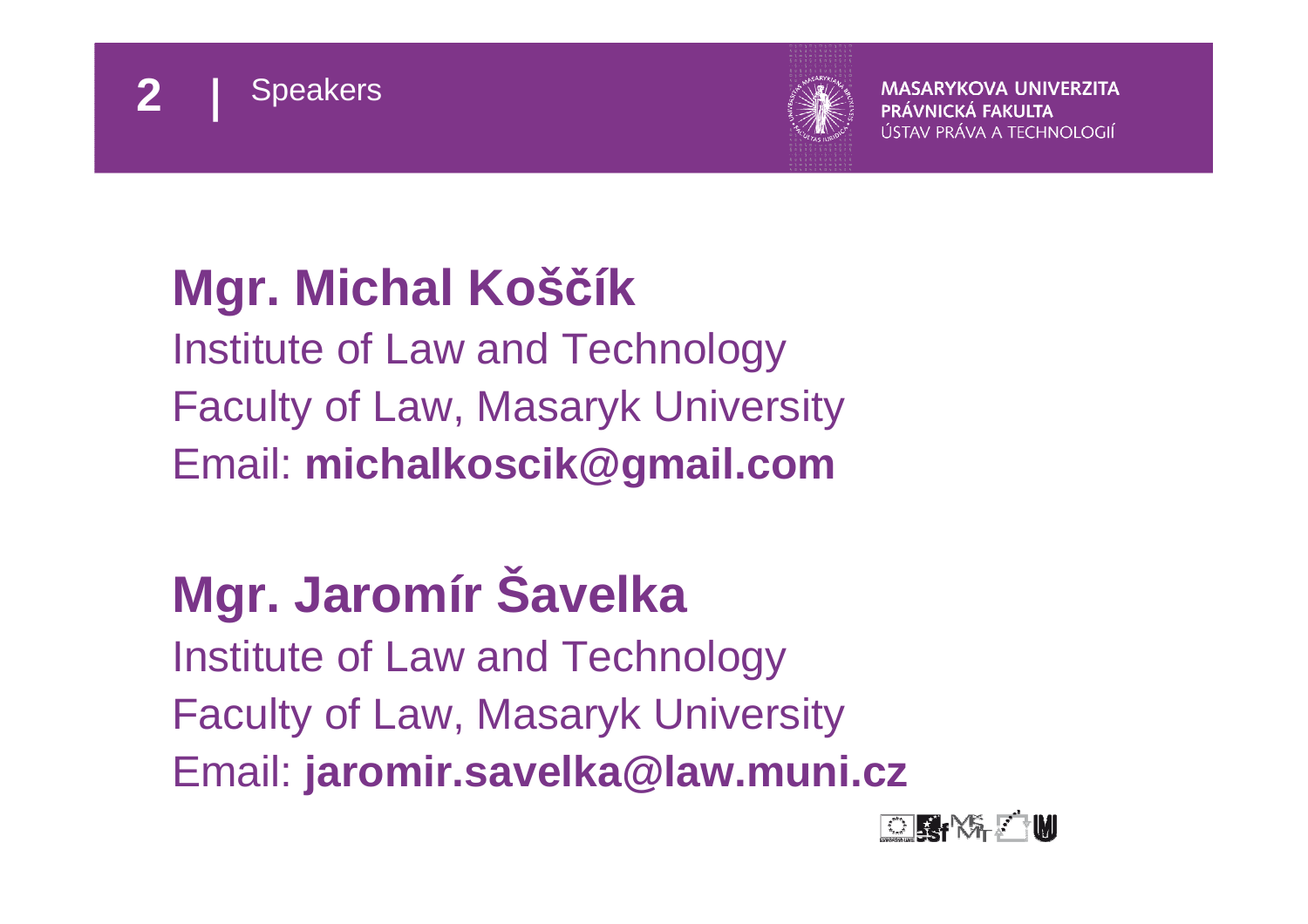## Speakers

**Mgr. Michal Koščík**
Institute of Law and Technology
Faculty of Law, Masaryk University
Email: **michalkoscik@gmail.com**

**Mgr. Jaromír Šavelka**
Institute of Law and Technology
Faculty of Law, Masaryk University
Email: **jaromir.savelka@law.muni.cz**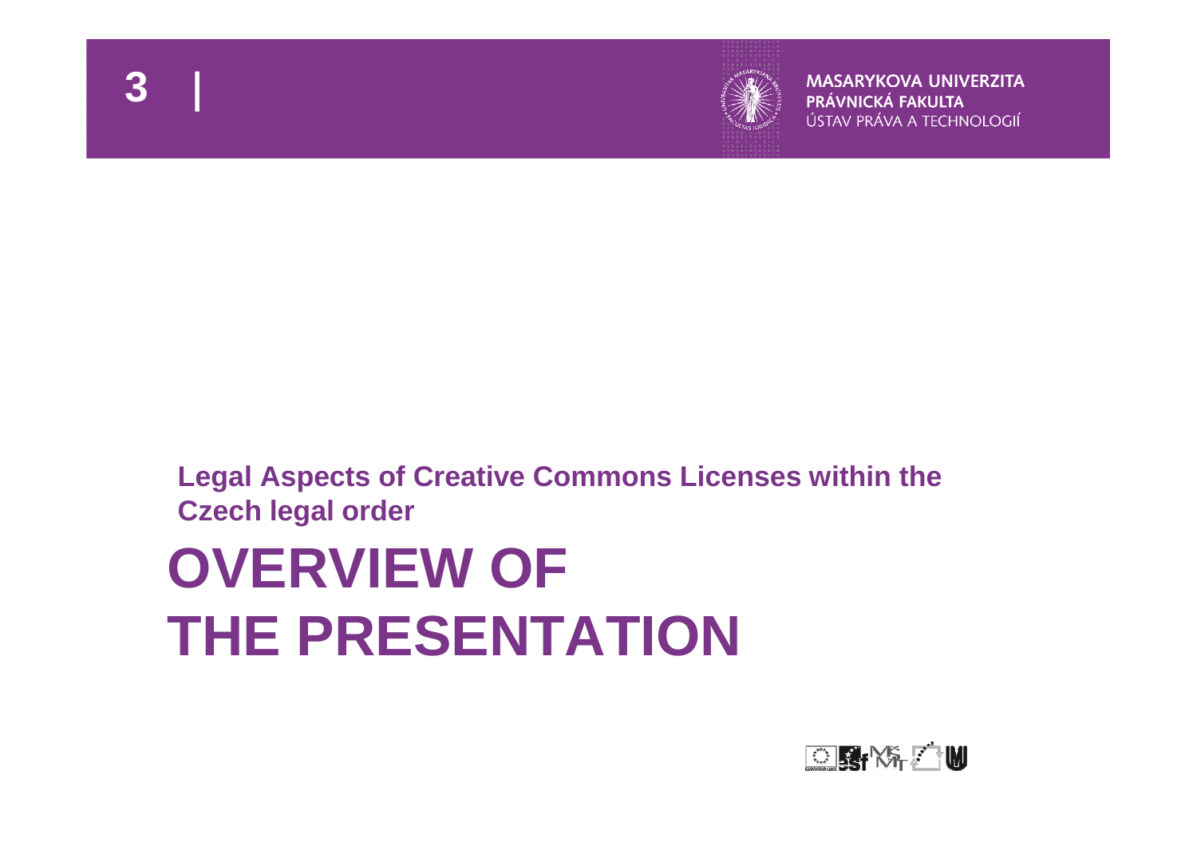**Legal Aspects of Creative Commons Licenses within the Czech legal order**

# OVERVIEW OF THE PRESENTATION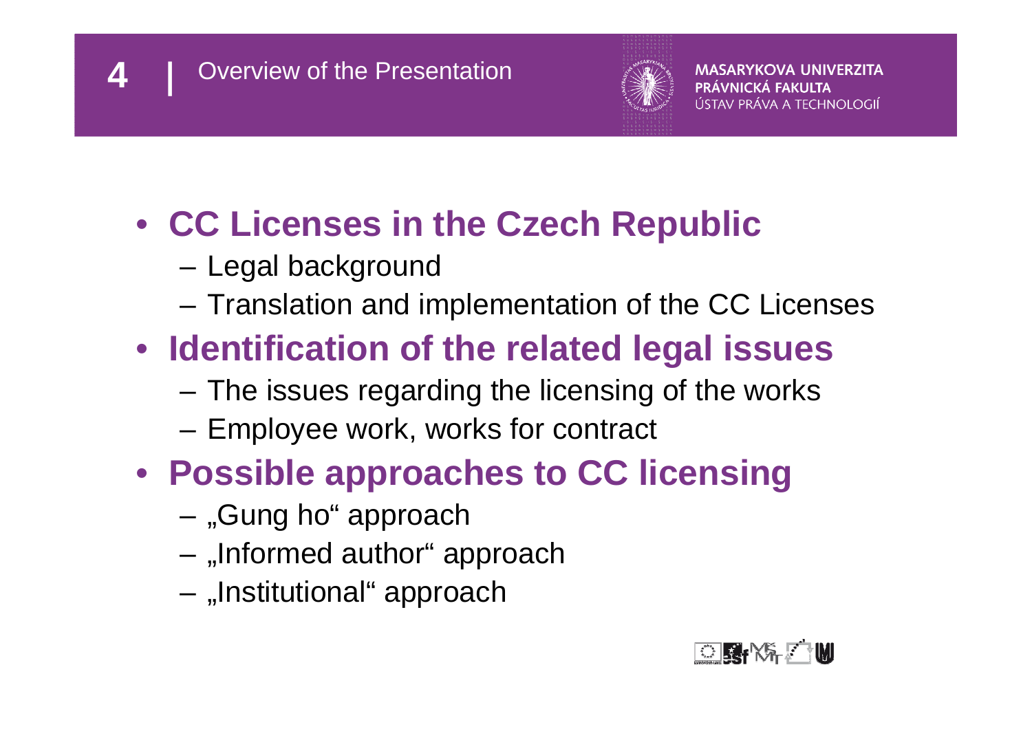# Overview of the Presentation

- **CC Licenses in the Czech Republic**
  - Legal background
  - Translation and implementation of the CC Licenses
- **Identification of the related legal issues**
  - The issues regarding the licensing of the works
  - Employee work, works for contract
- **Possible approaches to CC licensing**
  - „Gung ho“ approach
  - „Informed author“ approach
  - „Institutional“ approach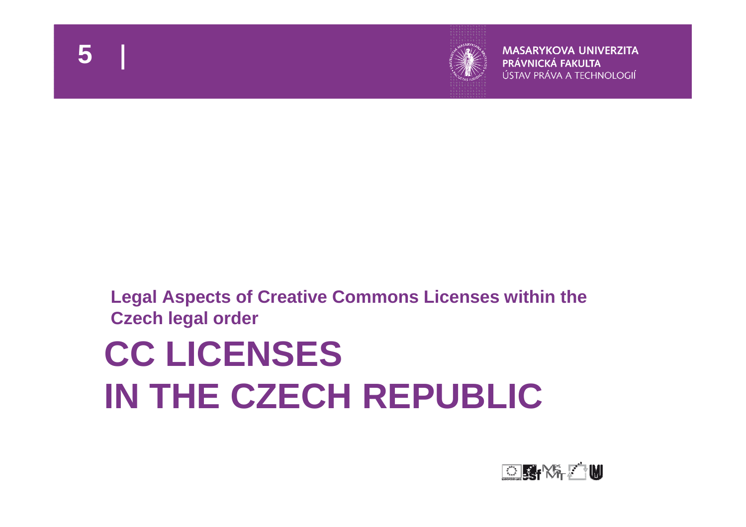**Legal Aspects of Creative Commons Licenses within the Czech legal order**

# CC LICENSES IN THE CZECH REPUBLIC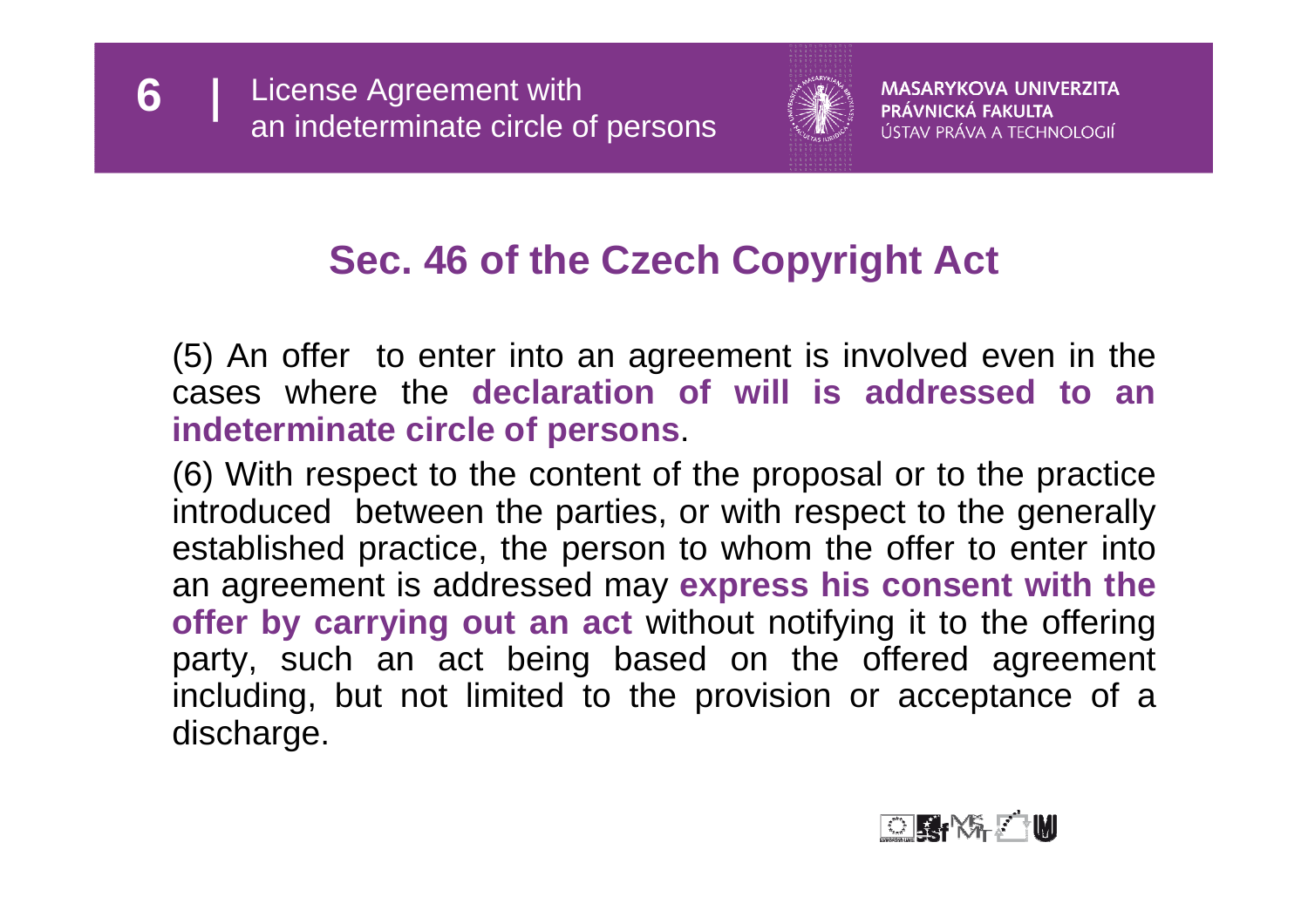# 6 | License Agreement with an indeterminate circle of persons

MASARYKOVA UNIVERZITA
PRÁVNICKÁ FAKULTA
ÚSTAV PRÁVA A TECHNOLOGIÍ

## Sec. 46 of the Czech Copyright Act

(5) An offer to enter into an agreement is involved even in the cases where the **declaration of will is addressed to an indeterminate circle of persons**.

(6) With respect to the content of the proposal or to the practice introduced between the parties, or with respect to the generally established practice, the person to whom the offer to enter into an agreement is addressed may **express his consent with the offer by carrying out an act** without notifying it to the offering party, such an act being based on the offered agreement including, but not limited to the provision or acceptance of a discharge.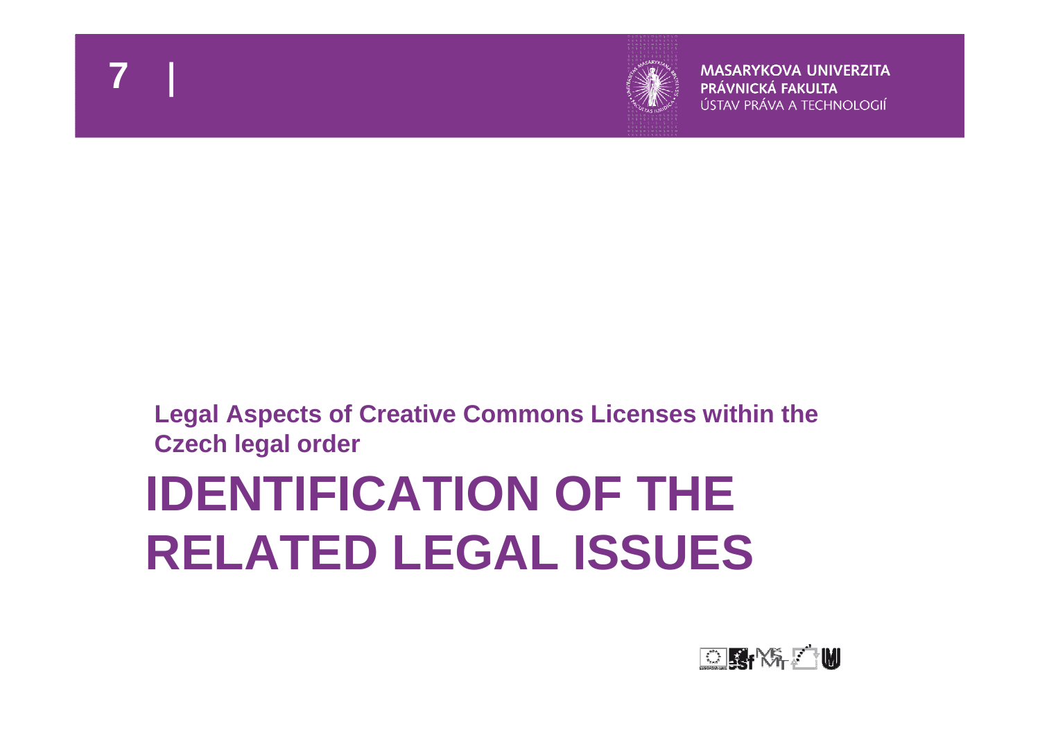Legal Aspects of Creative Commons Licenses within the Czech legal order

# IDENTIFICATION OF THE RELATED LEGAL ISSUES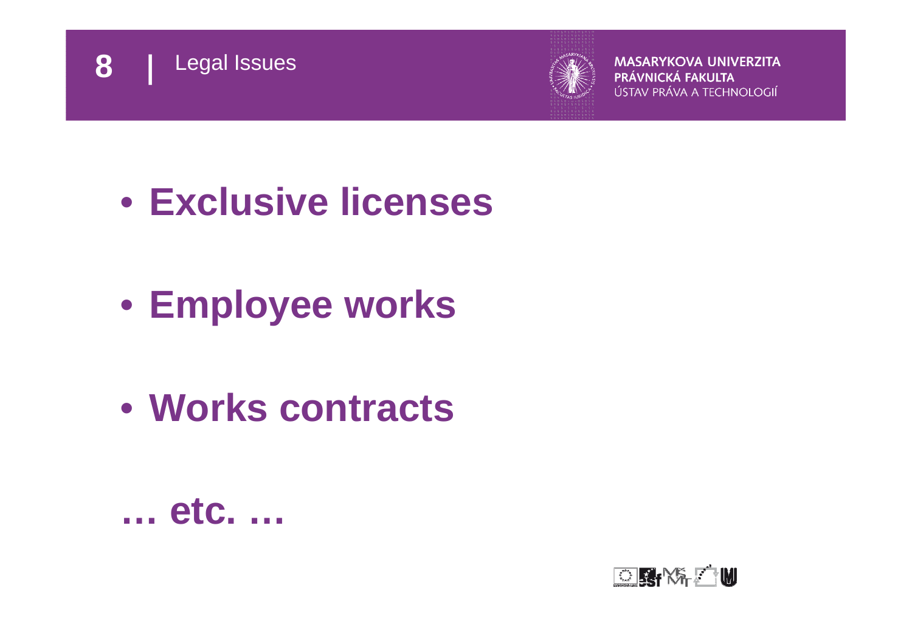## Legal Issues

- **Exclusive licenses**
- **Employee works**
- **Works contracts**

**… etc. …**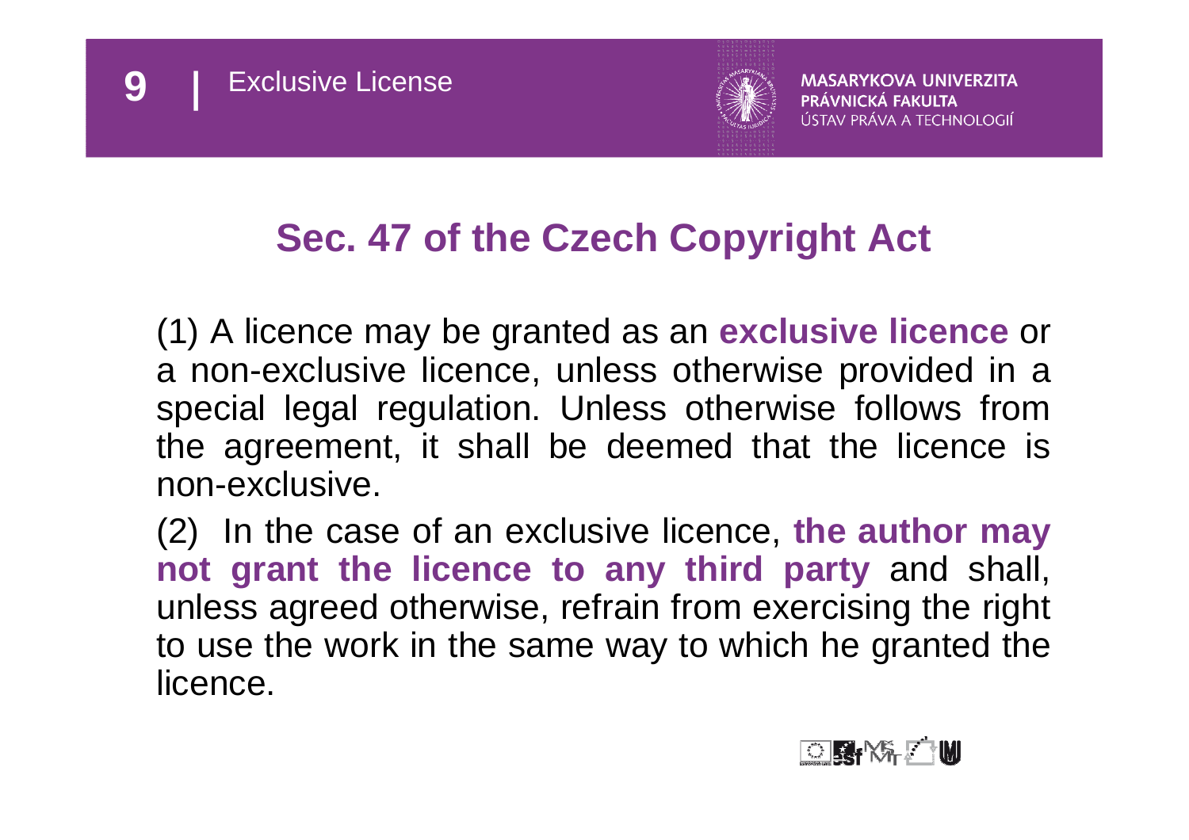# Sec. 47 of the Czech Copyright Act

(1) A licence may be granted as an **exclusive licence** or a non-exclusive licence, unless otherwise provided in a special legal regulation. Unless otherwise follows from the agreement, it shall be deemed that the licence is non-exclusive.

(2) In the case of an exclusive licence, **the author may not grant the licence to any third party** and shall, unless agreed otherwise, refrain from exercising the right to use the work in the same way to which he granted the licence.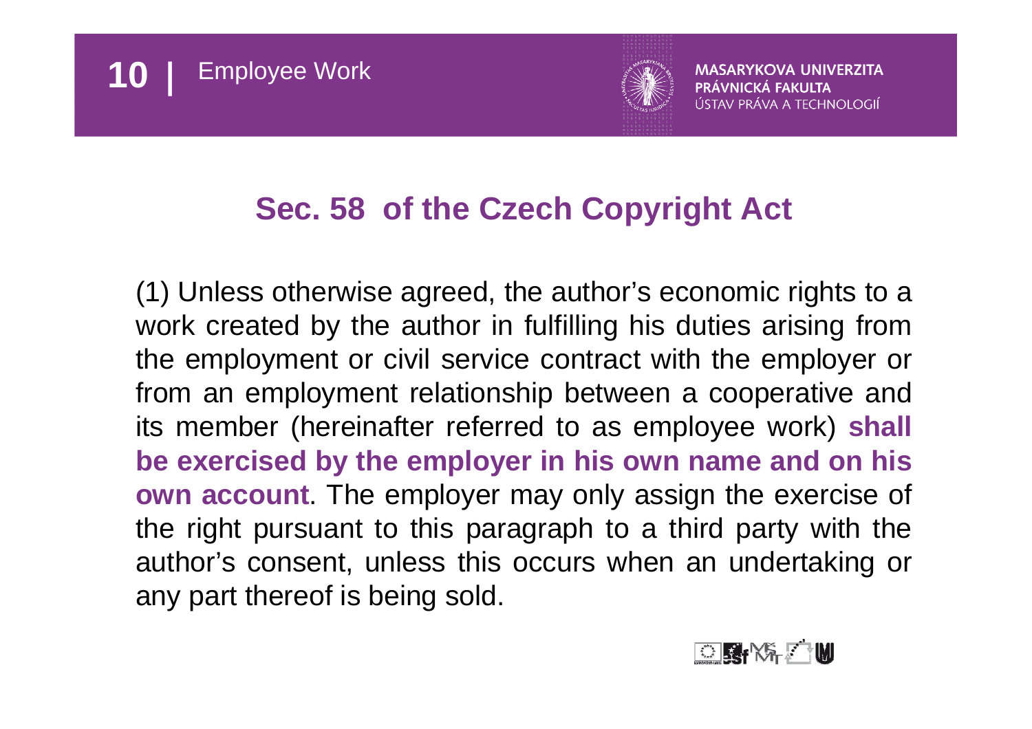## Sec. 58 of the Czech Copyright Act

(1) Unless otherwise agreed, the author's economic rights to a work created by the author in fulfilling his duties arising from the employment or civil service contract with the employer or from an employment relationship between a cooperative and its member (hereinafter referred to as employee work) **shall be exercised by the employer in his own name and on his own account**. The employer may only assign the exercise of the right pursuant to this paragraph to a third party with the author's consent, unless this occurs when an undertaking or any part thereof is being sold.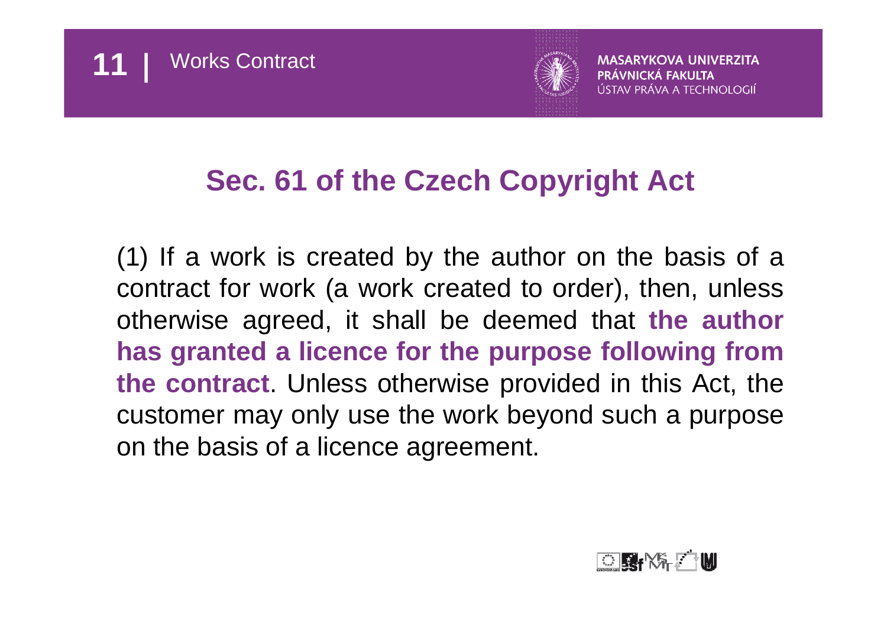# Sec. 61 of the Czech Copyright Act

(1) If a work is created by the author on the basis of a contract for work (a work created to order), then, unless otherwise agreed, it shall be deemed that **the author has granted a licence for the purpose following from the contract**. Unless otherwise provided in this Act, the customer may only use the work beyond such a purpose on the basis of a licence agreement.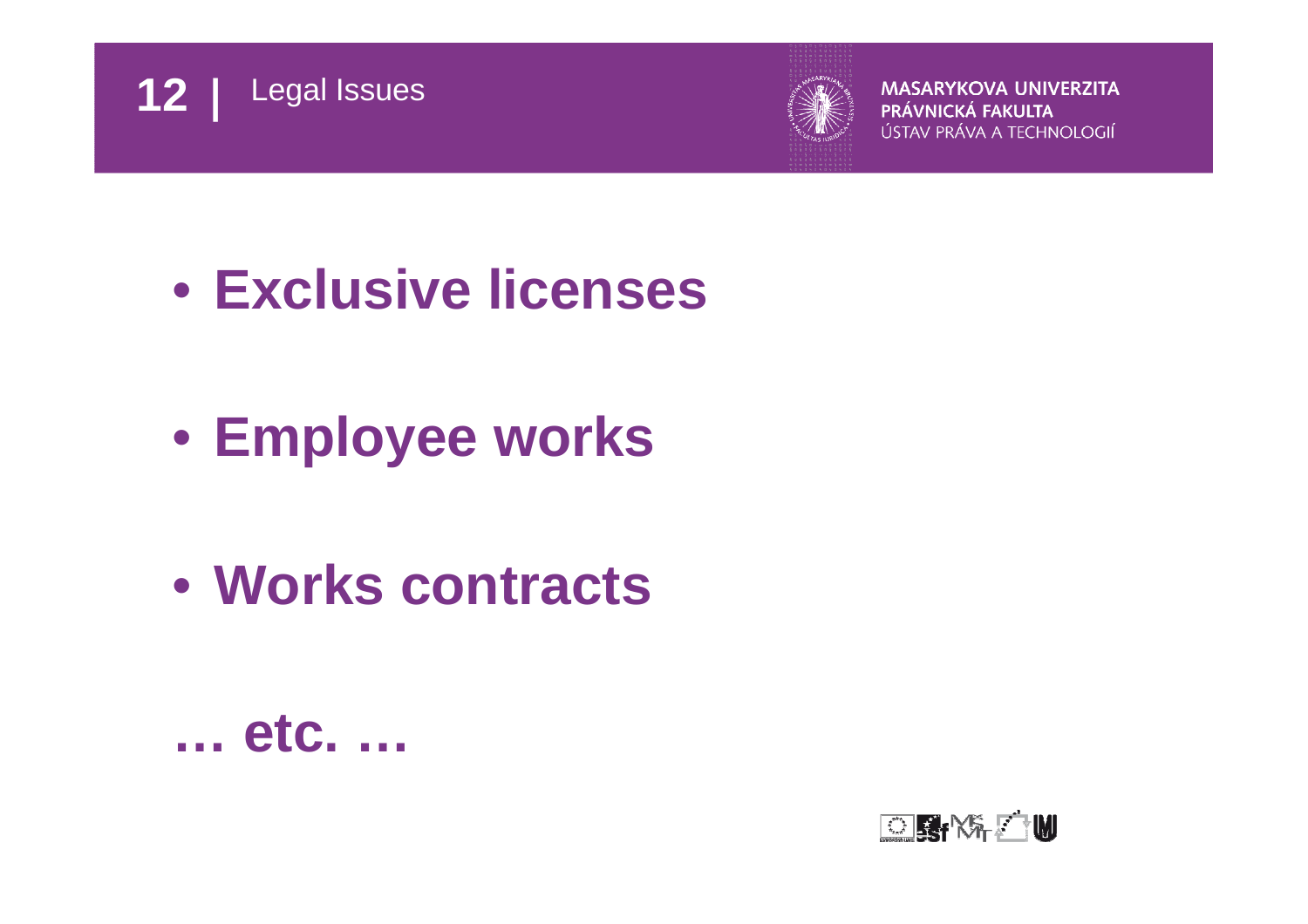- **Exclusive licenses**

- **Employee works**

- **Works contracts**

**… etc. …**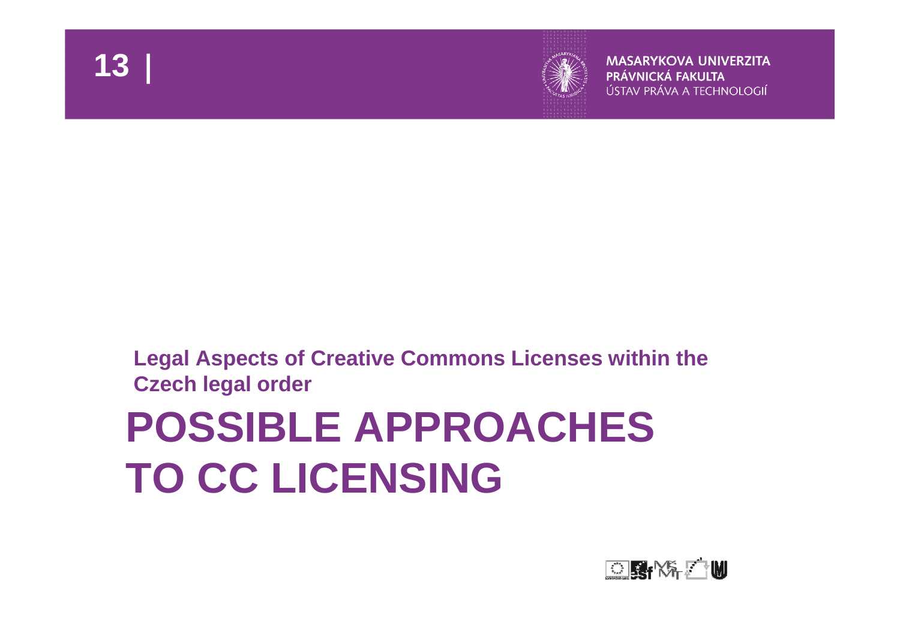**Legal Aspects of Creative Commons Licenses within the Czech legal order**

# POSSIBLE APPROACHES TO CC LICENSING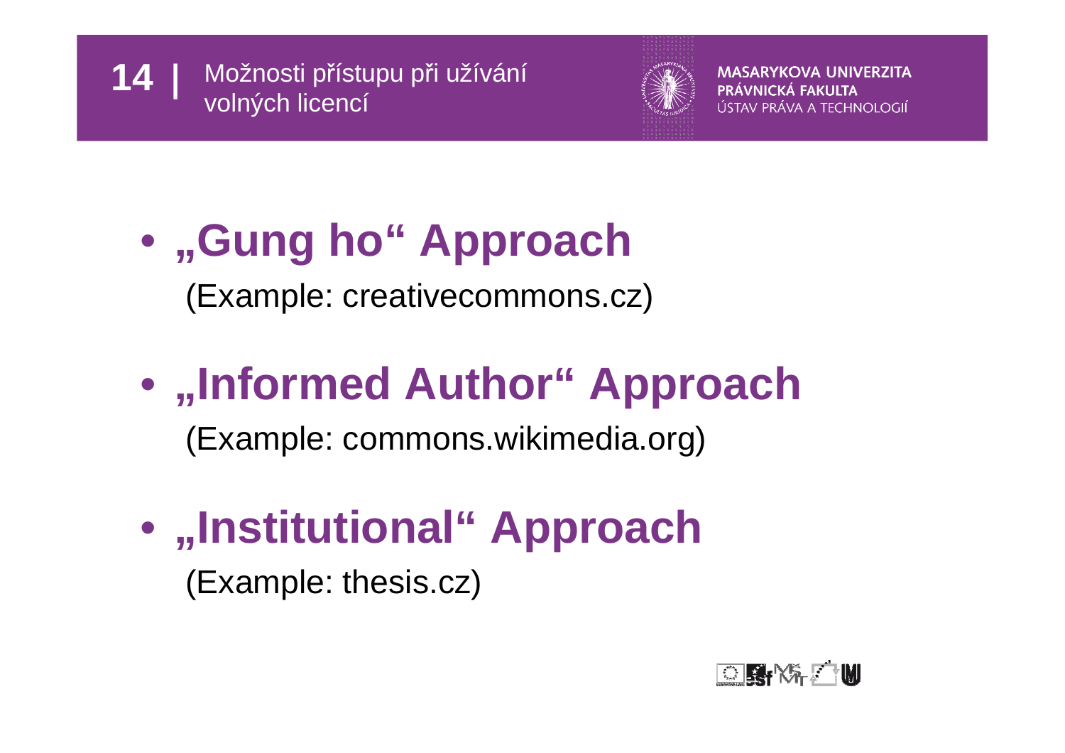- **„Gung ho“ Approach**

  (Example: creativecommons.cz)

- **„Informed Author“ Approach**

  (Example: commons.wikimedia.org)

- **„Institutional“ Approach**

  (Example: thesis.cz)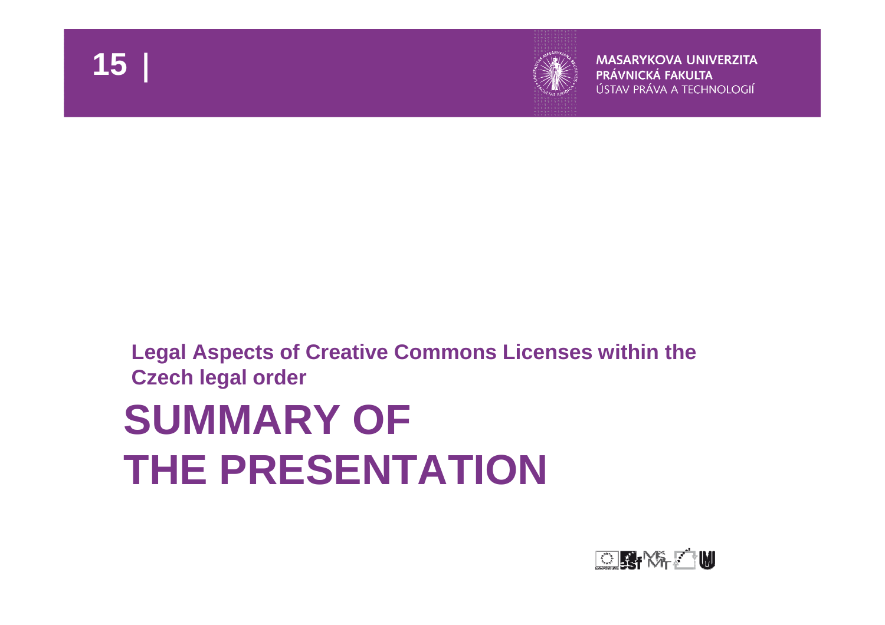**Legal Aspects of Creative Commons Licenses within the Czech legal order**

# SUMMARY OF THE PRESENTATION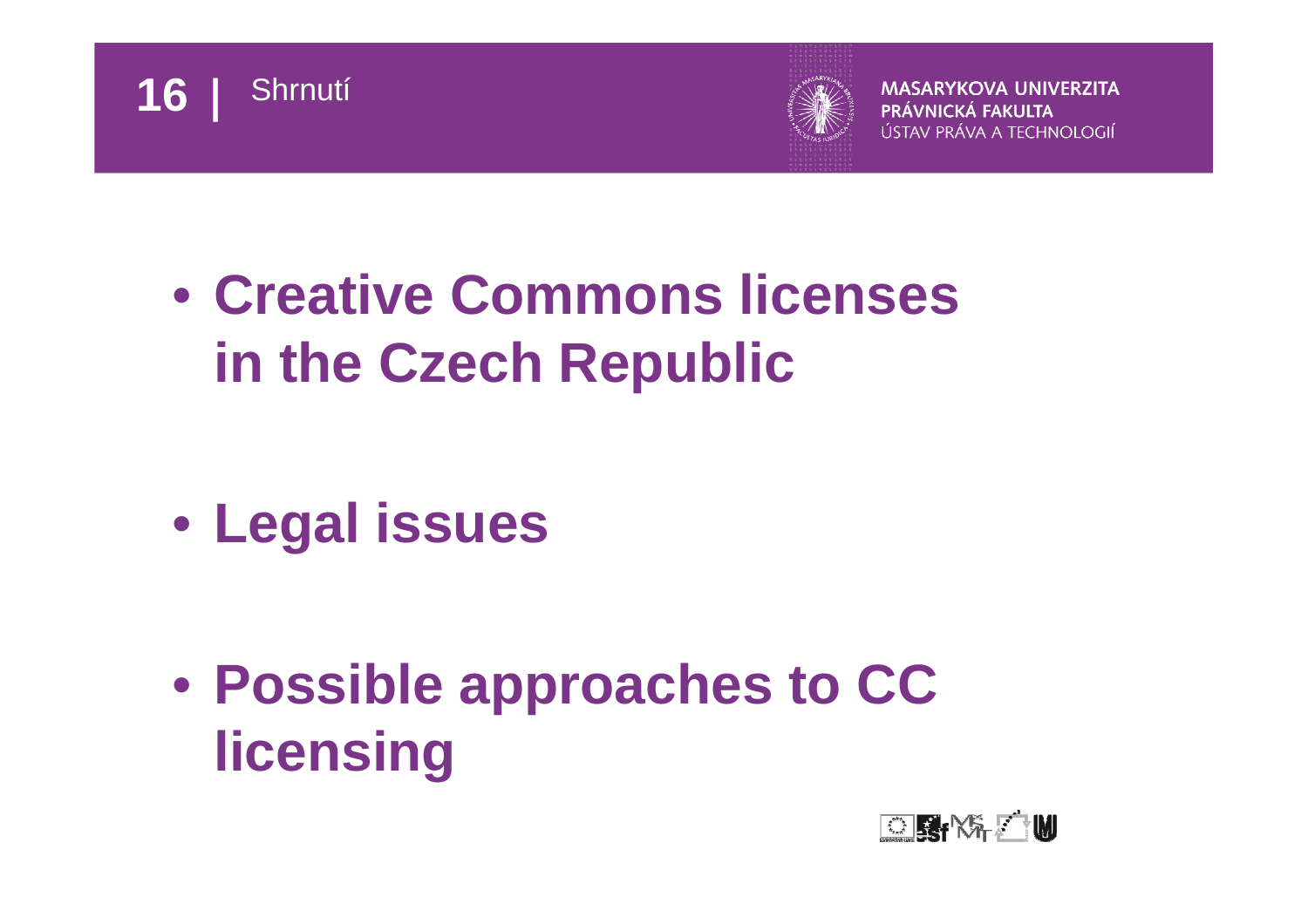# Shrnutí

- **Creative Commons licenses in the Czech Republic**

- **Legal issues**

- **Possible approaches to CC licensing**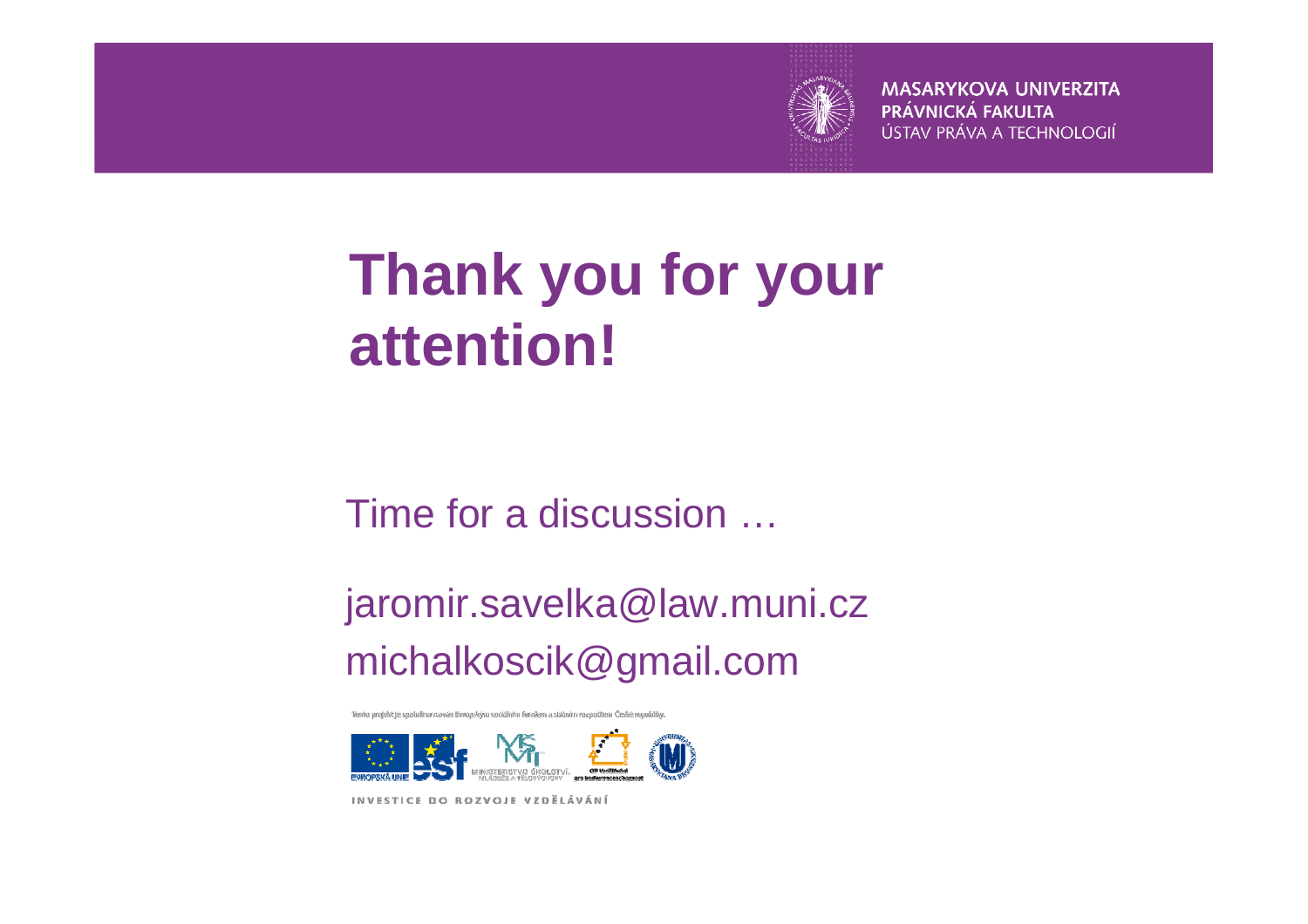MASARYKOVA UNIVERZITA
PRÁVNICKÁ FAKULTA
ÚSTAV PRÁVA A TECHNOLOGIÍ

# Thank you for your attention!

Time for a discussion …

jaromir.savelka@law.muni.cz

michalkoscik@gmail.com

Tento projekt je spolufinancován Evropským sociálním fondem a státním rozpočtem České republiky.

INVESTICE DO ROZVOJE VZDĚLÁVÁNÍ